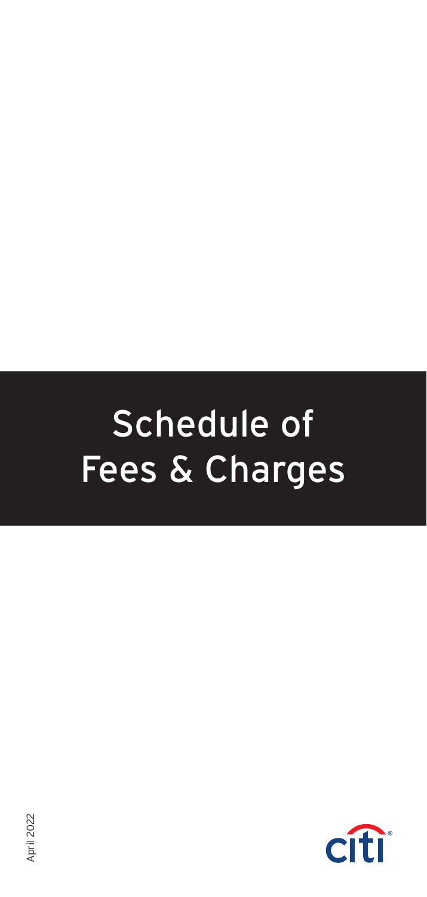# Schedule of Fees & Charges

April 2022

citi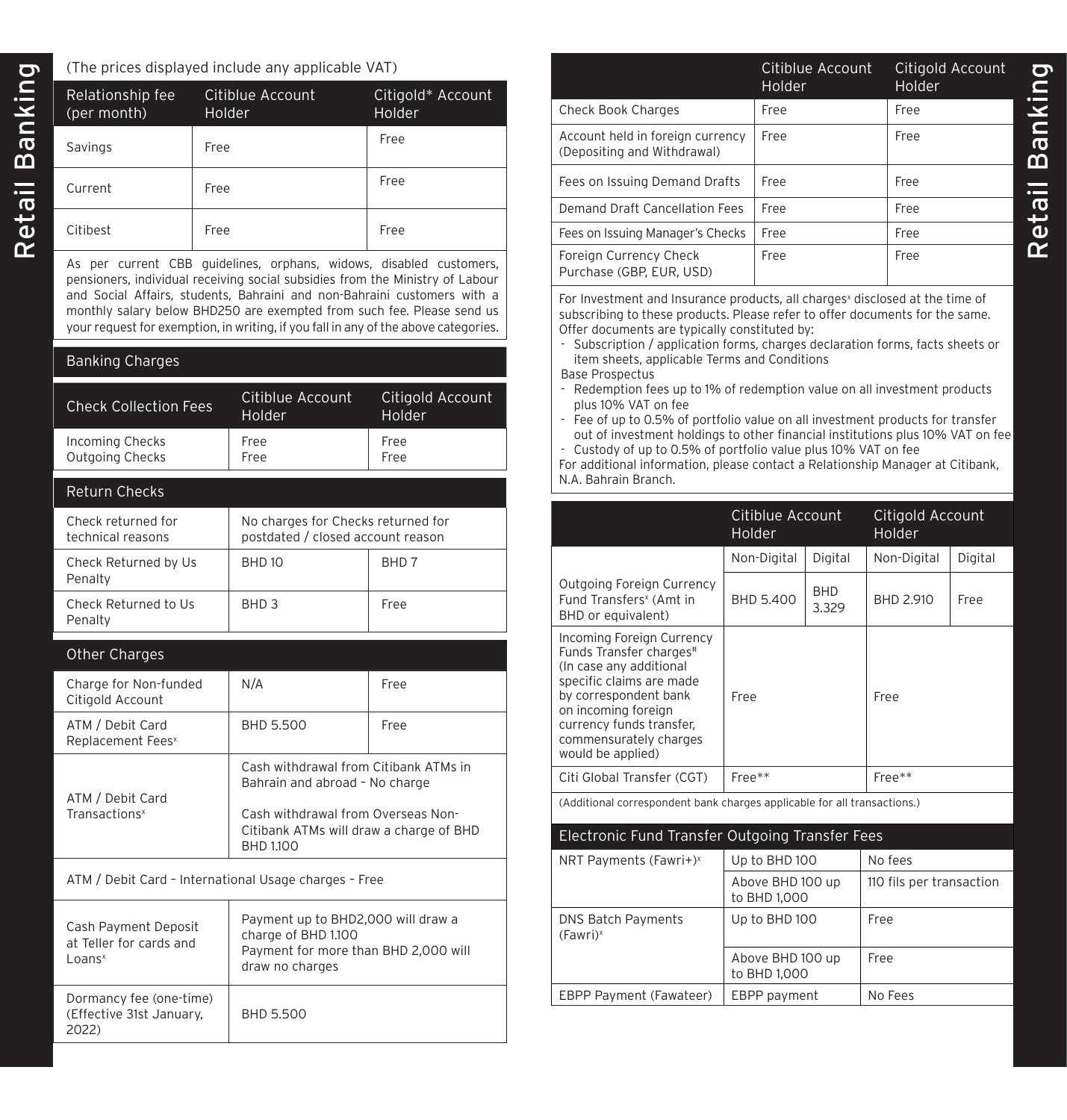(The prices displayed include any applicable VAT)

| Relationship fee (per month) | Citiblue Account Holder | Citigold* Account Holder |
|---|---|---|
| Savings | Free | Free |
| Current | Free | Free |
| Citibest | Free | Free |

As per current CBB guidelines, orphans, widows, disabled customers, pensioners, individual receiving social subsidies from the Ministry of Labour and Social Affairs, students, Bahraini and non-Bahraini customers with a monthly salary below BHD250 are exempted from such fee. Please send us your request for exemption, in writing, if you fall in any of the above categories.

## Banking Charges

| Check Collection Fees | Citiblue Account Holder | Citigold Account Holder |
|---|---|---|
| Incoming Checks<br>Outgoing Checks | Free<br>Free | Free<br>Free |

### Return Checks

| | | |
|---|---|---|
| Check returned for technical reasons | No charges for Checks returned for postdated / closed account reason | |
| Check Returned by Us Penalty | BHD 10 | BHD 7 |
| Check Returned to Us Penalty | BHD 3 | Free |

### Other Charges

| | | |
|---|---|---|
| Charge for Non-funded Citigold Account | N/A | Free |
| ATM / Debit Card Replacement Fees[x] | BHD 5.500 | Free |
| ATM / Debit Card Transactions[x] | Cash withdrawal from Citibank ATMs in Bahrain and abroad – No charge<br><br>Cash withdrawal from Overseas Non-Citibank ATMs will draw a charge of BHD 1.100 | |
| ATM / Debit Card – International Usage charges – Free | | |
| Cash Payment Deposit at Teller for cards and Loans[x] | Payment up to BHD2,000 will draw a charge of BHD 1.100<br>Payment for more than BHD 2,000 will draw no charges | |
| Dormancy fee (one-time) (Effective 31st January, 2022) | BHD 5.500 | |

| | Citiblue Account Holder | Citigold Account Holder |
|---|---|---|
| Check Book Charges | Free | Free |
| Account held in foreign currency (Depositing and Withdrawal) | Free | Free |
| Fees on Issuing Demand Drafts | Free | Free |
| Demand Draft Cancellation Fees | Free | Free |
| Fees on Issuing Manager's Checks | Free | Free |
| Foreign Currency Check Purchase (GBP, EUR, USD) | Free | Free |

For Investment and Insurance products, all charges[x] disclosed at the time of subscribing to these products. Please refer to offer documents for the same. Offer documents are typically constituted by:

- Subscription / application forms, charges declaration forms, facts sheets or item sheets, applicable Terms and Conditions

Base Prospectus

- Redemption fees up to 1% of redemption value on all investment products plus 10% VAT on fee
- Fee of up to 0.5% of portfolio value on all investment products for transfer out of investment holdings to other financial institutions plus 10% VAT on fee
- Custody of up to 0.5% of portfolio value plus 10% VAT on fee

For additional information, please contact a Relationship Manager at Citibank, N.A. Bahrain Branch.

| | Citiblue Account Holder | | Citigold Account Holder | |
|---|---|---|---|---|
| | Non-Digital | Digital | Non-Digital | Digital |
| Outgoing Foreign Currency Fund Transfers[x] (Amt in BHD or equivalent) | BHD 5.400 | BHD 3.329 | BHD 2.910 | Free |
| Incoming Foreign Currency Funds Transfer charges[#] (In case any additional specific claims are made by correspondent bank on incoming foreign currency funds transfer, commensurately charges would be applied) | Free | | Free | |
| Citi Global Transfer (CGT) | Free** | | Free** | |

(Additional correspondent bank charges applicable for all transactions.)

## Electronic Fund Transfer Outgoing Transfer Fees

| | | |
|---|---|---|
| NRT Payments (Fawri+)[x] | Up to BHD 100 | No fees |
| | Above BHD 100 up to BHD 1,000 | 110 fils per transaction |
| DNS Batch Payments (Fawri)[x] | Up to BHD 100 | Free |
| | Above BHD 100 up to BHD 1,000 | Free |
| EBPP Payment (Fawateer) | EBPP payment | No Fees |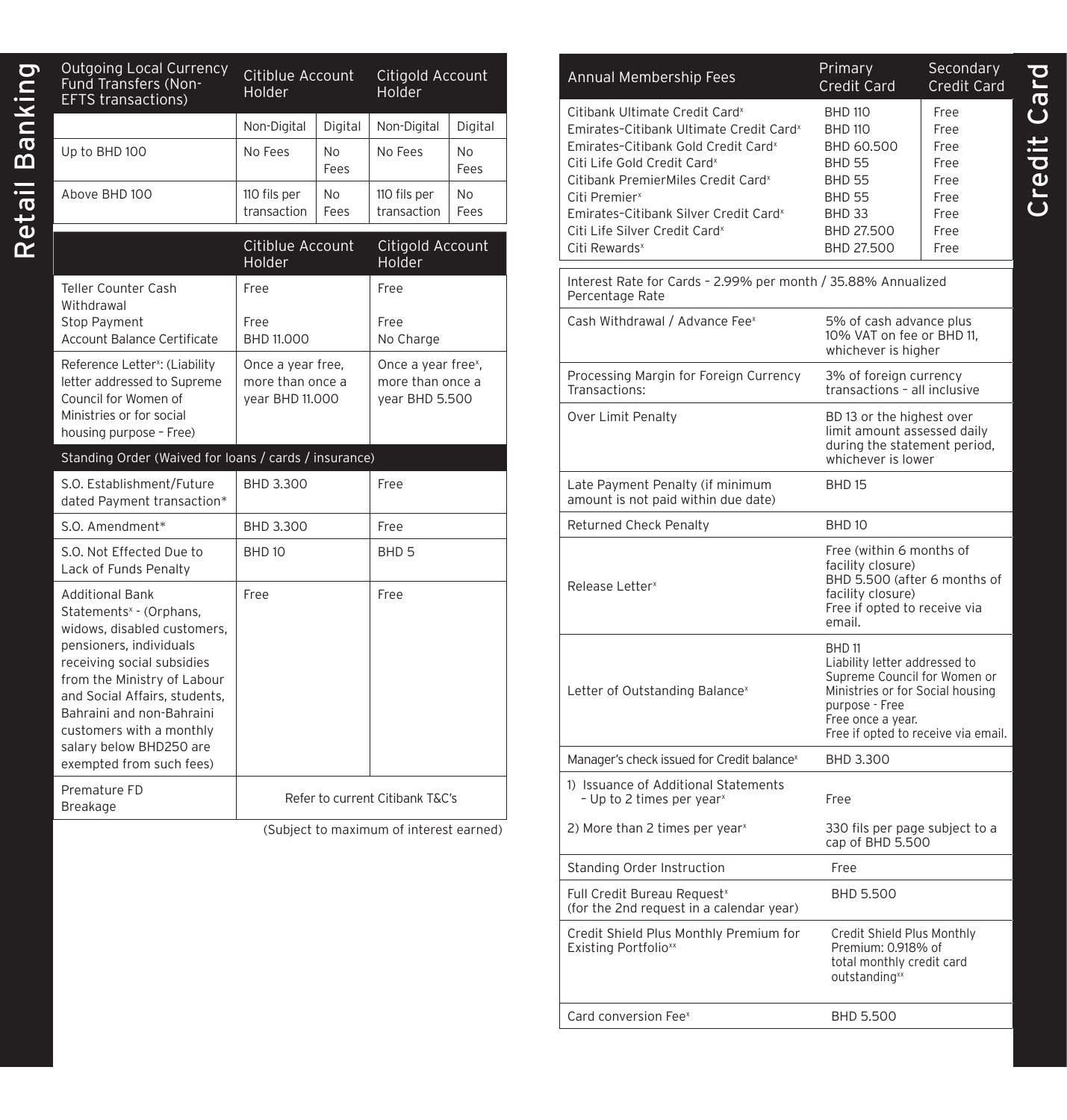## Retail Banking

| Outgoing Local Currency Fund Transfers (Non-EFTS transactions) | Citiblue Account Holder | | Citigold Account Holder | |
|---|---|---|---|---|
| | Non-Digital | Digital | Non-Digital | Digital |
| Up to BHD 100 | No Fees | No Fees | No Fees | No Fees |
| Above BHD 100 | 110 fils per transaction | No Fees | 110 fils per transaction | No Fees |

| | Citiblue Account Holder | Citigold Account Holder |
|---|---|---|
| Teller Counter Cash Withdrawal | Free | Free |
| Stop Payment | Free | Free |
| Account Balance Certificate | BHD 11.000 | No Charge |
| Reference Letter[x]: (Liability letter addressed to Supreme Council for Women of Ministries or for social housing purpose – Free) | Once a year free, more than once a year BHD 11.000 | Once a year free[x], more than once a year BHD 5.500 |
| **Standing Order (Waived for loans / cards / insurance)** | | |
| S.O. Establishment/Future dated Payment transaction* | BHD 3.300 | Free |
| S.O. Amendment* | BHD 3.300 | Free |
| S.O. Not Effected Due to Lack of Funds Penalty | BHD 10 | BHD 5 |
| Additional Bank Statements[x] - (Orphans, widows, disabled customers, pensioners, individuals receiving social subsidies from the Ministry of Labour and Social Affairs, students, Bahraini and non-Bahraini customers with a monthly salary below BHD250 are exempted from such fees) | Free | Free |
| Premature FD Breakage | Refer to current Citibank T&C's | |

(Subject to maximum of interest earned)

## Credit Card

| Annual Membership Fees | Primary Credit Card | Secondary Credit Card |
|---|---|---|
| Citibank Ultimate Credit Card[x] | BHD 110 | Free |
| Emirates–Citibank Ultimate Credit Card[x] | BHD 110 | Free |
| Emirates–Citibank Gold Credit Card[x] | BHD 60.500 | Free |
| Citi Life Gold Credit Card[x] | BHD 55 | Free |
| Citibank PremierMiles Credit Card[x] | BHD 55 | Free |
| Citi Premier[x] | BHD 55 | Free |
| Emirates–Citibank Silver Credit Card[x] | BHD 33 | Free |
| Citi Life Silver Credit Card[x] | BHD 27.500 | Free |
| Citi Rewards[x] | BHD 27.500 | Free |

| Interest Rate for Cards – 2.99% per month / 35.88% Annualized Percentage Rate | |
|---|---|
| Cash Withdrawal / Advance Fee[x] | 5% of cash advance plus 10% VAT on fee or BHD 11, whichever is higher |
| Processing Margin for Foreign Currency Transactions: | 3% of foreign currency transactions – all inclusive |
| Over Limit Penalty | BD 13 or the highest over limit amount assessed daily during the statement period, whichever is lower |
| Late Payment Penalty (if minimum amount is not paid within due date) | BHD 15 |
| Returned Check Penalty | BHD 10 |
| Release Letter[x] | Free (within 6 months of facility closure)<br>BHD 5.500 (after 6 months of facility closure)<br>Free if opted to receive via email. |
| Letter of Outstanding Balance[x] | BHD 11<br>Liability letter addressed to Supreme Council for Women or Ministries or for Social housing purpose - Free<br>Free once a year.<br>Free if opted to receive via email. |
| Manager's check issued for Credit balance[x] | BHD 3.300 |
| 1) Issuance of Additional Statements – Up to 2 times per year[x] | Free |
| 2) More than 2 times per year[x] | 330 fils per page subject to a cap of BHD 5.500 |
| Standing Order Instruction | Free |
| Full Credit Bureau Request[x] (for the 2nd request in a calendar year) | BHD 5.500 |
| Credit Shield Plus Monthly Premium for Existing Portfolio[xx] | Credit Shield Plus Monthly Premium: 0.918% of total monthly credit card outstanding[xx] |
| Card conversion Fee[x] | BHD 5.500 |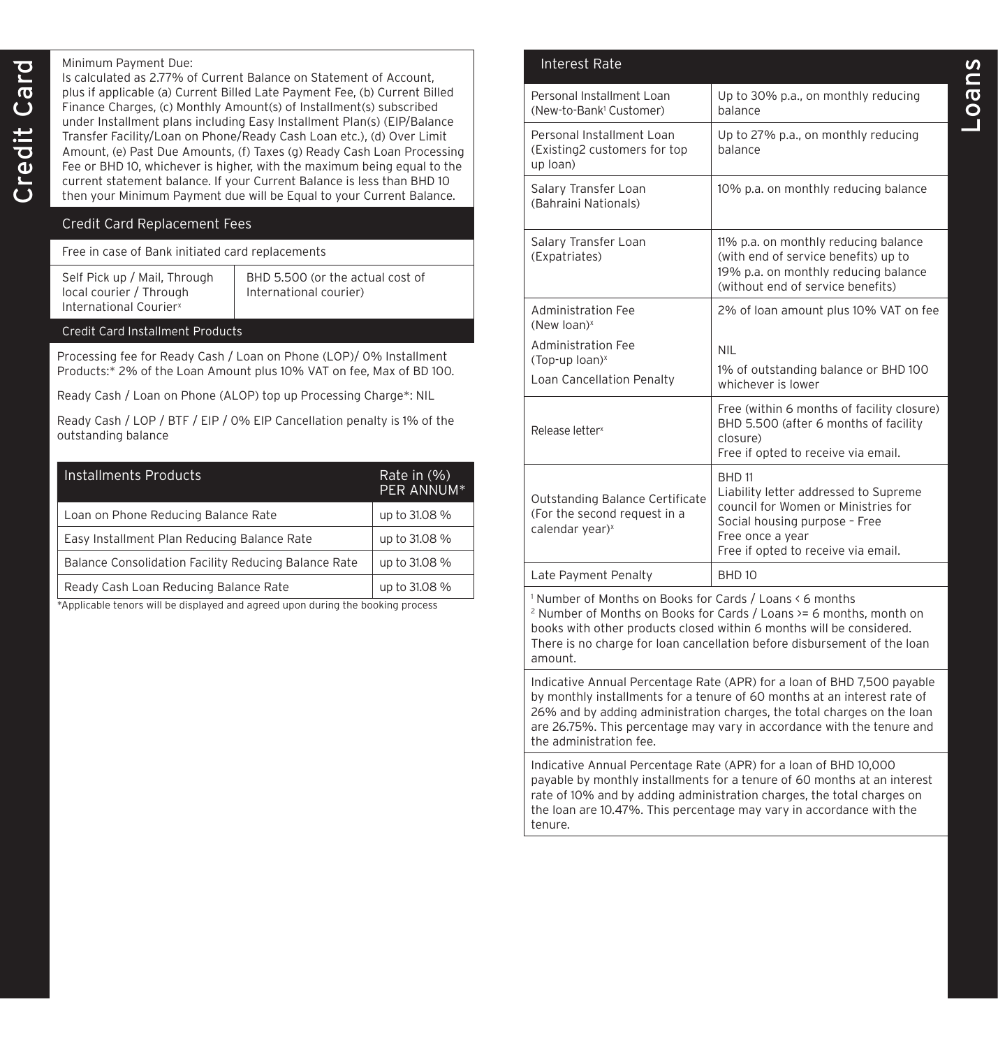# Credit Card

Minimum Payment Due:
Is calculated as 2.77% of Current Balance on Statement of Account, plus if applicable (a) Current Billed Late Payment Fee, (b) Current Billed Finance Charges, (c) Monthly Amount(s) of Installment(s) subscribed under Installment plans including Easy Installment Plan(s) (EIP/Balance Transfer Facility/Loan on Phone/Ready Cash Loan etc.), (d) Over Limit Amount, (e) Past Due Amounts, (f) Taxes (g) Ready Cash Loan Processing Fee or BHD 10, whichever is higher, with the maximum being equal to the current statement balance. If your Current Balance is less than BHD 10 then your Minimum Payment due will be Equal to your Current Balance.

## Credit Card Replacement Fees

Free in case of Bank initiated card replacements

| | |
|---|---|
| Self Pick up / Mail, Through local courier / Through International Courier[x] | BHD 5.500 (or the actual cost of International courier) |

## Credit Card Installment Products

Processing fee for Ready Cash / Loan on Phone (LOP)/ 0% Installment Products:* 2% of the Loan Amount plus 10% VAT on fee, Max of BD 100.

Ready Cash / Loan on Phone (ALOP) top up Processing Charge*: NIL

Ready Cash / LOP / BTF / EIP / 0% EIP Cancellation penalty is 1% of the outstanding balance

| Installments Products | Rate in (%) PER ANNUM* |
|---|---|
| Loan on Phone Reducing Balance Rate | up to 31.08 % |
| Easy Installment Plan Reducing Balance Rate | up to 31.08 % |
| Balance Consolidation Facility Reducing Balance Rate | up to 31.08 % |
| Ready Cash Loan Reducing Balance Rate | up to 31.08 % |

*Applicable tenors will be displayed and agreed upon during the booking process

# Loans

| Interest Rate | |
|---|---|
| Personal Installment Loan (New-to-Bank[1] Customer) | Up to 30% p.a., on monthly reducing balance |
| Personal Installment Loan (Existing2 customers for top up loan) | Up to 27% p.a., on monthly reducing balance |
| Salary Transfer Loan (Bahraini Nationals) | 10% p.a. on monthly reducing balance |
| Salary Transfer Loan (Expatriates) | 11% p.a. on monthly reducing balance (with end of service benefits) up to 19% p.a. on monthly reducing balance (without end of service benefits) |
| Administration Fee (New loan)[x] | 2% of loan amount plus 10% VAT on fee |
| Administration Fee (Top-up loan)[x] | NIL |
| Loan Cancellation Penalty | 1% of outstanding balance or BHD 100 whichever is lower |
| Release letter[x] | Free (within 6 months of facility closure) BHD 5.500 (after 6 months of facility closure) Free if opted to receive via email. |
| Outstanding Balance Certificate (For the second request in a calendar year)[x] | BHD 11 Liability letter addressed to Supreme council for Women or Ministries for Social housing purpose - Free Free once a year Free if opted to receive via email. |
| Late Payment Penalty | BHD 10 |

[1] Number of Months on Books for Cards / Loans < 6 months
[2] Number of Months on Books for Cards / Loans >= 6 months, month on books with other products closed within 6 months will be considered.
There is no charge for loan cancellation before disbursement of the loan amount.

Indicative Annual Percentage Rate (APR) for a loan of BHD 7,500 payable by monthly installments for a tenure of 60 months at an interest rate of 26% and by adding administration charges, the total charges on the loan are 26.75%. This percentage may vary in accordance with the tenure and the administration fee.

Indicative Annual Percentage Rate (APR) for a loan of BHD 10,000 payable by monthly installments for a tenure of 60 months at an interest rate of 10% and by adding administration charges, the total charges on the loan are 10.47%. This percentage may vary in accordance with the tenure.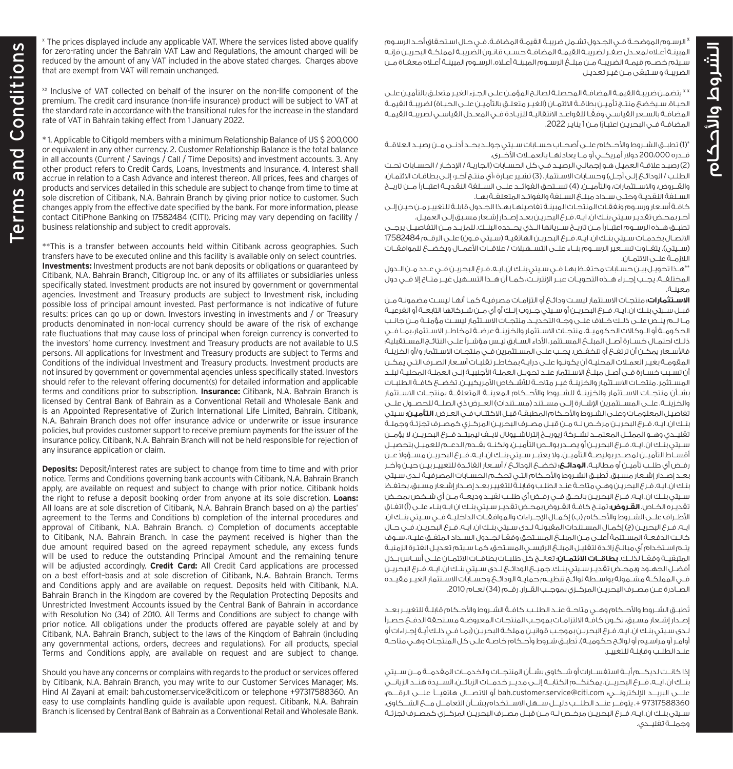# Terms and Conditions

[x] The prices displayed include any applicable VAT. Where the services listed above qualify for zero-rating under the Bahrain VAT Law and Regulations, the amount charged will be reduced by the amount of any VAT included in the above stated charges. Charges above that are exempt from VAT will remain unchanged.

[xx] Inclusive of VAT collected on behalf of the insurer on the non-life component of the premium. The credit card insurance (non-life insurance) product will be subject to VAT at the standard rate in accordance with the transitional rules for the increase in the standard rate of VAT in Bahrain taking effect from 1 January 2022.

* 1. Applicable to Citigold members with a minimum Relationship Balance of US $ 200,000 or equivalent in any other currency. 2. Customer Relationship Balance is the total balance in all accounts (Current / Savings / Call / Time Deposits) and investment accounts. 3. Any other product refers to Credit Cards, Loans, Investments and Insurance. 4. Interest shall accrue in relation to a Cash Advance and interest thereon. All prices, fees and charges of products and services detailed in this schedule are subject to change from time to time at sole discretion of Citibank, N.A. Bahrain Branch by giving prior notice to customer. Such changes apply from the effective date specified by the bank. For more information, please contact CitiPhone Banking on 17582484 (CITI). Pricing may vary depending on facility / business relationship and subject to credit approvals.

**This is a transfer between accounts held within Citibank across geographies. Such transfers have to be executed online and this facility is available only on select countries.
**Investments:** Investment products are not bank deposits or obligations or guaranteed by Citibank, N.A. Bahrain Branch, Citigroup Inc. or any of its affiliates or subsidiaries unless specifically stated. Investment products are not insured by government or governmental agencies. Investment and Treasury products are subject to Investment risk, including possible loss of principal amount invested. Past performance is not indicative of future results: prices can go up or down. Investors investing in investments and / or Treasury products denominated in non-local currency should be aware of the risk of exchange rate fluctuations that may cause loss of principal when foreign currency is converted to the investors' home currency. Investment and Treasury products are not available to U.S persons. All applications for Investment and Treasury products are subject to Terms and Conditions of the individual Investment and Treasury products. Investment products are not insured by government or governmental agencies unless specifically stated. Investors should refer to the relevant offering document(s) for detailed information and applicable terms and conditions prior to subscription. **Insurance:** Citibank, N.A. Bahrain Branch is licensed by Central Bank of Bahrain as a Conventional Retail and Wholesale Bank and is an Appointed Representative of Zurich International Life Limited, Bahrain. Citibank, N.A. Bahrain Branch does not offer insurance advice or underwrite or issue insurance policies, but provides customer support to receive premium payments for the issuer of the insurance policy. Citibank, N.A. Bahrain Branch will not be held responsible for rejection of any insurance application or claim.

**Deposits:** Deposit/interest rates are subject to change from time to time and with prior notice. Terms and Conditions governing bank accounts with Citibank, N.A. Bahrain Branch apply, are available on request and subject to change with prior notice. Citibank holds the right to refuse a deposit booking order from anyone at its sole discretion. **Loans:** All loans are at sole discretion of Citibank, N.A. Bahrain Branch based on a) the parties' agreement to the Terms and Conditions b) completion of the internal procedures and approval of Citibank, N.A. Bahrain Branch. c) Completion of documents acceptable to Citibank, N.A. Bahrain Branch. In case the payment received is higher than the due amount required based on the agreed repayment schedule, any excess funds will be used to reduce the outstanding Principal Amount and the remaining tenure will be adjusted accordingly. **Credit Card:** All Credit Card applications are processed on a best effort-basis and at sole discretion of Citibank, N.A. Bahrain Branch. Terms and Conditions apply and are available on request. Deposits held with Citibank, N.A. Bahrain Branch in the Kingdom are covered by the Regulation Protecting Deposits and Unrestricted Investment Accounts issued by the Central Bank of Bahrain in accordance with Resolution No (34) of 2010. All Terms and Conditions are subject to change with prior notice. All obligations under the products offered are payable solely at and by Citibank, N.A. Bahrain Branch, subject to the laws of the Kingdom of Bahrain (including any governmental actions, orders, decrees and regulations). For all products, special Terms and Conditions apply, are available on request and are subject to change.

Should you have any concerns or complains with regards to the product or services offered by Citibank, N.A. Bahrain Branch, you may write to our Customer Services Manager, Ms. Hind Al Zayani at email: bah.customer.service@citi.com or telephone +97317588360. An easy to use complaints handling guide is available upon request. Citibank, N.A. Bahrain Branch is licensed by Central Bank of Bahrain as a Conventional Retail and Wholesale Bank.

# الشروط والأحكام

[x] الرسوم الموضحة في الجدول تشمل ضريبة القيمة المضافة. في حال استحقاق أحد الرسوم المبينة أعلاه لمعدل صفر لضريبة القيمة المضافة حسب قانون الضريبة لمملكة البحرين فإنه سيتم خصم قيمة الضريبة من مبلغ الرسوم المبينة أعلاه. الرسوم المبينة أعلاه معفاة من الضريبة و ستبقى من غير تعديل

[xx] يتضمن ضريبة القيمة المضافة المحصلة لصالح المؤمن على الجزء الغير متعلق بالتأمين على الحياة. سيخضع منتج تأمين بطاقة الائتمان (الغير متعلق بالتأمين على الحياة) لضريبة القيمة المضافة بالسعر القياسي وفقًا للقواعد الانتقالية للزيادة في المعدل القياسي لضريبة القيمة المضافة في البحرين اعتبارًا من 1 يناير 2022.

*(1) تطبق الشروط والأحكام على أصحاب حسابات سيتي جولد بحد أدنى من رصيد العلاقة قدره 200,000 دولار أمريكي أو ما يعادلها بالعملات الأخرى.
(2) رصيد علاقة العميل هو إجمالي الرصيد في كل الحسابات (الجارية / الإدخار / الحسابات تحت الطلب / الودائع إلى أجل) وحسابات الاستثمار. (3) تشير عبارة «أي منتج آخر» إلى بطاقات الائتمان، والقروض، والاستثمارات، والتأمين. (4) تستحق الفوائد على السلفة النقدية اعتباراً من تاريخ السلفة النقدية وحتى سداد مبلغ السلفة والفوائد المتعلقة بها.
كافة أسعار ورسوم ونفقات المنتجات المبينة تفاصيلها بهذا الجدول قابلة للتغيير من حين إلى آخر بمحض تقدير سيتي بنك ان. ايه. فرع البحرين بعد إصدار إشعار مسبق إلى العميل.
تطبق هذه الرسوم اعتباراً من تاريخ سريانها الذي يحدده البنك. للمزيد من التفاصيل يرجى الاتصال بخدمات سيتي بنك ان. ايه. فرع البحرين الهاتفية (سيتي فون) على الرقم 17582484 (سيتي). يتفاوت تسعير الرسوم بناء على التسهيلات / علاقات الأعمال ويخضع للموافقات اللازمة على الائتمان.
**هذا تحويل بين حسابات محتفظ بها في سيتي بنك ان. ايه. فرع البحرين في عدد من الدول المختلفة. يجب إجراء هذه التحويلات عبر الإنترنت، كما أن هذا التسهيل غير متاح إلا في دول معينة.
**الاستثمارات:** منتجات الاستثمار ليست ودائع أو التزامات مصرفية كما أنها ليست مضمونة من قبل سيتي بنك ان. ايه. فرع البحرين أو سيتي جروب إنك أو أي من شركاتها التابعة أو الفرعية ما لم ينص على ذلك خلاف على وجه التحديد. منتجات الاستثمار ليست مؤمنة من جانب الحكومة أو الوكالات الحكومية. منتجات الاستثمار والخزينة عرضة لمخاطر الاستثمار، بما في ذلك احتمال خسارة أصل المبلغ المستثمر. الأداء السابق ليس مؤشراً على النتائج المستقبلية؛ فالأسعار يمكن أن ترتفع أو تنخفض. يجب على المستثمرين في منتجات الاستثمار و/أو الخزينة المقومة بغير العملات المحلية أن يكونوا على دراية بمخاطر تقلبات أسعار الصرف التي يمكن أن تسبب خسارة في أصل مبلغ الاستثمار عند تحويل العملة الأجنبية إلى العملة المحلية لبلد المستثمر. منتجات الاستثمار والخزينة غير متاحة للأشخاص الأمريكيين. تخضع كافة الطلبات بشأن منتجات الاستثمار والخزينة للشروط والأحكام المعينة المتعلقة بمنتجات الاستثمار والخزينة. على المستثمرين الإشارة إلى مستند (مستندات) العرض ذي الصلة للحصول على تفاصيل المعلومات وعلى الشروط والأحكام المطبقة قبل الاكتتاب في العرض. **التأمين:** سيتي بنك ان. ايه. فرع البحرين مرخص له من قبل مصرف البحرين المركزي كمصرف تجزئة وجملة تقليدي وهو الممثل المعتمد لشركة زيوريخ إنترناشيونال لايف ليميتد فرع البحرين. لا يؤمن سيتي بنك ان. ايه. فرع البحرين أو يصدر بوالص التأمين، ولكنه يقدم الدعم للعميل بتحصيل أقساط التأمين لمصدر بوليصة التأمين. ولا يعتبر سيتي بنك ان. ايه. فرع البحرين مسؤولاً عن رفض أي طلب تأمين أو مطالبة. **الودائع:** تخضع الودائع / أسعار الفائدة للتغيير بين حين وآخر بعد إصدار إشعار مسبق. تطبق الشروط والأحكام التي تحكم الحسابات المصرفية لدى سيتي بنك ان. ايه. فرع البحرين وهي متاحة عند الطلب وقابلة للتغيير بعد إصدار إشعار مسبق. يحتفظ سيتي بنك ان. ايه. فرع البحرين بالحق في رفض أي طلب لقيد وديعة من أي شخص بمحض تقديره الخاص. **القروض:** تمنح كافة القروض بمحض تقدير سيتي بنك ان ايه بناء على (أ) اتفاق الأطراف على الشروط والأحكام (ب) إكمال الإجراءات والموافقات الداخلية في سيتي بنك ان. ايه. فرع البحرين (ج) إكمال المستندات المقبولة لدى سيتي بنك ان. ايه. فرع البحرين. في حال كانت الدفعة المستلمة أعلى من المبلغ المستحق وفقاً لجدول السداد المتفق عليه، سوف يتم استخدام أي مبالغ زائدة لتقليل المبلغ الرئيسي المستحق، كما سيتم تعديل الفترة الزمنية المتبقية وفقاً لذلك. **بطاقات الائتمان:** تعالج كل طلبات بطاقات الائتمان على أساس بذل أفضل الجهود وبمحض تقدير سيتي بنك. جميع الودائع لدى سيتي بنك ان. ايه. فرع البحرين في المملكة مشمولة بواسطة لوائح تنظيم حماية الودائع وحسابات الاستثمار الغير مقيدة الصادرة عن مصرف البحرين المركزي بموجب القرار رقم (34) لعام 2010.

تُطبق الشروط والأحكام وهي متاحة عند الطلب. كافة الشروط والأحكام قابلة للتغيير بعد إصدار إشعار مسبق. تكون كافة الالتزامات بموجب المنتجات المعروضة مستحقة الدفع حصراً لدى سيتي بنك ان. ايه. فرع البحرين بموجب قوانين مملكة البحرين (بما في ذلك أية إجراءات أو أوامر أو مراسيم أو لوائح حكومية). تطبق شروط وأحكام خاصة على كل المنتجات وهي متاحة عند الطلب وقابلة للتغيير.

إذا كانت لديكم أية استفسارات أو شكاوى بشأن المنتجات والخدمات المقدمة من سيتي بنك ان. ايه. فرع البحرين، يمكنكم الكتابة إلى مدير خدمات الزبائن، السيدة هند الزياني على البريد الإلكتروني: bah.customer.service@citi.com أو الاتصال هاتفياً على الرقم: 97317588360 +. يتوفر عند الطلب دليل سهل الاستخدام بشأن التعامل مع الشكاوى. سيتي بنك ان. ايه. فرع البحرين مرخص له من قبل مصرف البحرين المركزي كمصرف تجزئة وجملة تقليدي.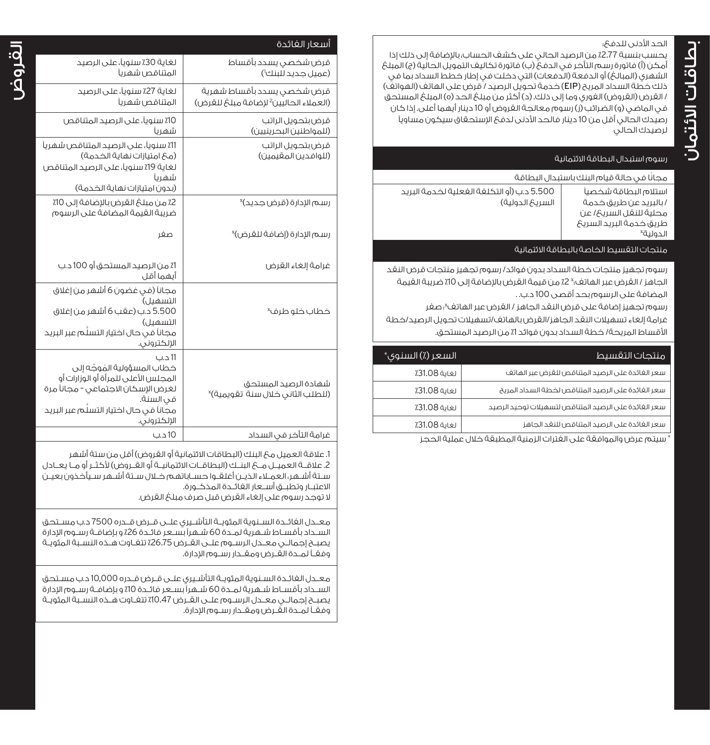# بطاقات الائتمان

الحد الأدنى للدفع:

يحسب بنسبة 2.77٪ من الرصيد الحالي على كشف الحساب، بالإضافة إلى ذلك إذا أمكن (أ) فاتورة رسم التأخر في الدفع (ب) فاتورة تكاليف التمويل الحالية (ج) المبلغ الشهري (المبالغ) أو الدفعة (الدفعات) التي دخلت في إطار خطط السداد بما في ذلك خطة السداد المريح (EIP) خدمة تحويل الرصيد / قرض على الهاتف (الهواتف) / القرض (القروض) الفوري وما إلى ذلك. (د) أكثر من مبلغ الحد (ه) المبلغ المستحق في الماضي (و) الضرائب (ز) رسوم معالجة القروض أو 10 دينار أيهما أعلى. إذا كان رصيدك الحالي أقل من 10 دينار فالحد الأدنى لدفع الإستحقاق سيكون مساوياً لرصيدك الحالي

## رسوم استبدال البطاقة الائتمانية

مجانًا في حالة قيام البنك باستبدال البطاقة

| | |
|---|---|
| استلام البطاقة شخصيا / بالبريد عن طريق خدمة محلية للنقل السريع/ عن طريق خدمة البريد السريع الدولية* | 5.500 د.ب (أو التكلفة الفعلية لخدمة البريد السريع الدولية) |

## منتجات التقسيط الخاصة بالبطاقة الائتمانية

رسوم تجهيز منتجات خطة السداد بدون فوائد/ رسوم تجهيز منتجات قرض النقد الجاهز / القرض عبر الهاتف:* 2٪ من قيمة القرض بالإضافة إلى 10٪ ضريبة القيمة المضافة على الرسوم بحد أقصى 100 د.ب..

رسوم تجهيز إضافة على قرض النقد الجاهز / القرض عبر الهاتف*: صفر

غرامة إلغاء تسهيلات النقد الجاهز/القرض بالهاتف/تسهيلات تحويل الرصيد/خطة الأقساط المريحة/ خطة السداد بدون فوائد 1٪ من الرصيد المستحق.

| منتجات التقسيط | السعر (٪ السنوي)* |
|---|---|
| سعر الفائدة على الرصيد المتناقص للقرض عبر الهاتف | لغاية 31.08٪ |
| سعر الفائدة على الرصيد المتناقص لخطة السداد المريح | لغاية 31.08٪ |
| سعر الفائدة على الرصيد المتناقص لتسهيلات توحيد الرصيد | لغاية 31.08٪ |
| سعر الفائدة على الرصيد المتناقص للنقد الجاهز | لغاية 31.08٪ |

* سيتم عرض والموافقة على الفترات الزمنية المطبقة خلال عملية الحجز

# القروض

| أسعار الفائدة | |
|---|---|
| قرض شخصي يسدد بأقساط (عميل جديد للبنك[1]) | لغاية 30٪ سنوياً، على الرصيد المتناقص شهرياً |
| قرض شخصي يسدد بأقساط شهرية (العملاء الحاليين[2] لإضافة مبلغ للقرض) | لغاية 27٪ سنوياً، على الرصيد المتناقص شهرياً |
| قرض بتحويل الراتب (للمواطنين البحرينيين) | 10٪ سنوياً، على الرصيد المتناقص شهرياً |
| قرض بتحويل الراتب (للوافدين المقيمين) | 11٪ سنوياً، على الرصيد المتناقص شهرياً (مع امتيازات نهاية الخدمة) لغاية 19٪ سنوياً، على الرصيد المتناقص شهرياً (بدون امتيازات نهاية الخدمة) |
| رسم الإدارة (قرض جديد)* | 2٪ من مبلغ القرض بالإضافة إلى 10٪ ضريبة القيمة المضافة على الرسوم |
| رسم الإدارة (إضافة للقرض)* | صفر |
| غرامة إلغاء القرض | 1٪ من الرصيد المستحق أو 100 د.ب أيهما أقل |
| خطاب خلو طرف* | مجاناً (في غضون 6 أشهر من إغلاق التسهيل) 5.500 د.ب (عقب 6 أشهر من إغلاق التسهيل) مجاناً في حال اختيار التسلُم عبر البريد الإلكتروني. |
| شهادة الرصيد المستحق (للطلب الثاني خلال سنة تقويمية)* | 11 د.ب خطاب المسؤولية المُوجَّه إلى المجلس الأعلى للمرأة أو الوزارات أو لغرض الإسكان الاجتماعي - مجاناً مرة في السنة. مجاناً في حال اختيار التسلُم عبر البريد الإلكتروني. |
| غرامة التأخر في السداد | 10 د.ب |

1. علاقة العميل مع البنك (البطاقات الائتمانية أو القروض) أقل من ستة أشهر
2. علاقة العميل مع البنك (البطاقات الائتمانية أو القروض) لأكثر أو ما يعادل ستة أشهر، العملاء الذين أغلقوا حساباتهم خلال ستة أشهر سيأخذون بعين الاعتبار وتطبق أسعار الفائدة المذكورة.

لا توجد رسوم على إلغاء القرض قبل صرف مبلغ القرض.

معدل الفائدة السنوية المئوية التأشيري على قرض قدره 7500 د.ب مستحق السداد بأقساط شهرية لمدة 60 شهرا بسعر فائدة 26٪ و بإضافة رسوم الإدارة يصبح إجمالي معدل الرسوم على القرض 26.75٪ تتفاوت هذه النسبة المئوية وفقا لمدة القرض ومقدار رسوم الإدارة.

معدل الفائدة السنوية المئوية التأشيري على قرض قدره 10,000 د.ب مستحق السداد بأقساط شهرية لمدة 60 شهراً بسعر فائدة 10٪ و بإضافة رسوم الإدارة يصبح إجمالي معدل الرسوم على القرض 10.47٪ تتفاوت هذه النسبة المئوية وفقا لمدة القرض ومقدار رسوم الإدارة.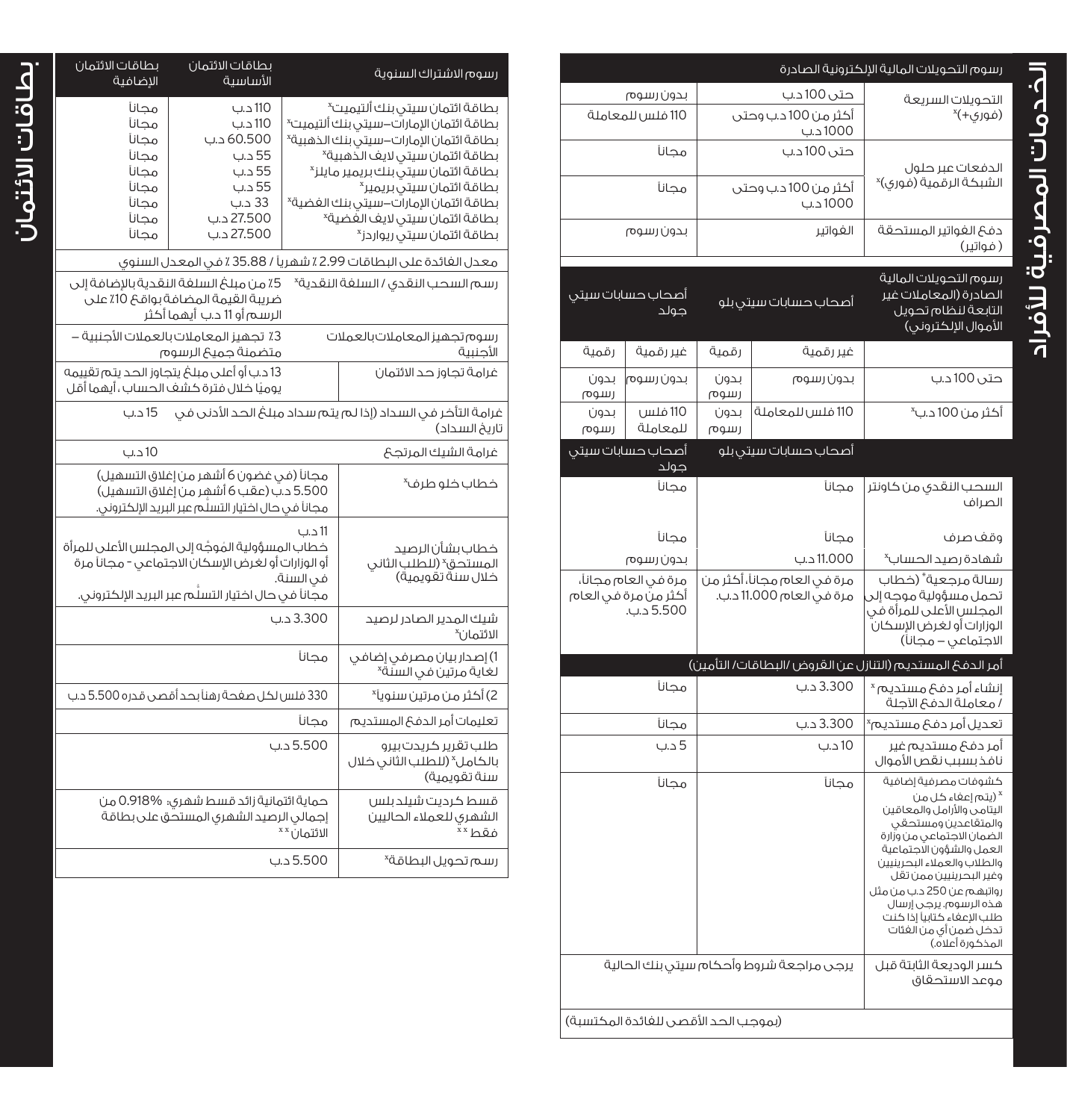# الخدمات المصرفية للأفراد

| رسوم التحويلات المالية الإلكترونية الصادرة | | |
|---|---|---|
| التحويلات السريعة (فوري+)* | حتى 100 د.ب | بدون رسوم |
| | أكثر من 100 د.ب وحتى 1000 د.ب | 110 فلس للمعاملة |
| الدفعات عبر حلول الشبكة الرقمية (فوري)* | حتى 100 د.ب | مجاناً |
| | أكثر من 100 د.ب وحتى 1000 د.ب | مجاناً |
| دفع الفواتير المستحقة (فواتير) | الفواتير | بدون رسوم |

| رسوم التحويلات المالية الصادرة (المعاملات غير التابعة لنظام تحويل الأموال الإلكتروني) | أصحاب حسابات سيتي بلو | | أصحاب حسابات سيتي جولد | |
|---|---|---|---|---|
| | غير رقمية | رقمية | غير رقمية | رقمية |
| حتى 100 د.ب | بدون رسوم | بدون رسوم | بدون رسوم | بدون رسوم |
| أكثر من 100 د.ب* | 110 فلس للمعاملة | بدون رسوم | 110 فلس للمعاملة | بدون رسوم |

| | أصحاب حسابات سيتي بلو | أصحاب حسابات سيتي جولد |
|---|---|---|
| السحب النقدي من كاونتر الصراف | مجاناً | مجاناً |
| وقف صرف | مجاناً | مجاناً |
| شهادة رصيد الحساب* | 11.000 د.ب | بدون رسوم |
| رسالة مرجعية* (خطاب تحمل مسؤولية موجه إلى المجلس الأعلى للمرأة في الوزارات أو لغرض الإسكان الاجتماعي – مجاناً) | مرة في العام مجاناً، أكثر من مرة في العام 11.000 د.ب. | مرة في العام مجاناً، أكثر من مرة في العام 5.500 د.ب. |
| **أمر الدفع المستديم (التنازل عن القروض /البطاقات/ التأمين)** | | |
| إنشاء أمر دفع مستديم * / معاملة الدفع الآجلة | 3.300 د.ب | مجاناً |
| تعديل أمر دفع مستديم* | 3.300 د.ب | مجاناً |
| أمر دفع مستديم غير نافذ بسبب نقص الأموال | 10 د.ب | 5 د.ب |
| كشوفات مصرفية إضافية | مجاناً | مجاناً |
| كسر الوديعة الثابتة قبل موعد الاستحقاق | يرجى مراجعة شروط وأحكام سيتي بنك الحالية | |
| (بموجب الحد الأقصى للفائدة المكتسبة) | | |

* (يتم إعفاء كل من اليتامى والأرامل والمعاقين والمتقاعدين ومستحقي الضمان الاجتماعي من وزارة العمل والشؤون الاجتماعية والطلاب والعملاء البحرينيين وغير البحرينيين ممن تقل رواتبهم عن 250 د.ب من مثل هذه الرسوم. يرجى إرسال طلب الإعفاء كتابياً إذا كنت تدخل ضمن أي من الفئات المذكورة أعلاه.)

# بطاقات الائتمان

| رسوم الاشتراك السنوية | بطاقات الائتمان الأساسية | بطاقات الائتمان الإضافية |
|---|---|---|
| بطاقة ائتمان سيتي بنك ألتيميت* | 110 د.ب | مجاناً |
| بطاقة ائتمان الإمارات–سيتي بنك ألتيميت* | 110 د.ب | مجاناً |
| بطاقة ائتمان الإمارات–سيتي بنك الذهبية* | 60.500 د.ب | مجاناً |
| بطاقة ائتمان سيتي لايف الذهبية* | 55 د.ب | مجاناً |
| بطاقة ائتمان سيتي بنك بريمير مايلز* | 55 د.ب | مجاناً |
| بطاقة ائتمان سيتي بريمير* | 55 د.ب | مجاناً |
| بطاقة ائتمان الإمارات–سيتي بنك الفضية* | 33 د.ب | مجاناً |
| بطاقة ائتمان سيتي لايف الفضية* | 27.500 د.ب | مجاناً |
| بطاقة ائتمان سيتي ريواردز* | 27.500 د.ب | مجاناً |

| | |
|---|---|
| معدل الفائدة على البطاقات 2.99 ٪ شهرياً / 35.88 ٪ في المعدل السنوي | |
| رسم السحب النقدي / السلفة النقدية* | 5٪ من مبلغ السلفة النقدية بالإضافة إلى ضريبة القيمة المضافة بواقع 10٪ على الرسم أو 11 د.ب أيهما أكثر |
| رسوم تجهيز المعاملات بالعملات الأجنبية | 3٪ تجهيز المعاملات بالعملات الأجنبية – متضمنة جميع الرسوم |
| غرامة تجاوز حد الائتمان | 13 د.ب أو أعلى مبلغ يتجاوز الحد يتم تقييمه يوميًا خلال فترة كشف الحساب، أيهما أقل |
| غرامة التأخر في السداد (إذا لم يتم سداد مبلغ الحد الأدنى في تاريخ السداد) | 15 د.ب |
| غرامة الشيك المرتجع | 10 د.ب |
| خطاب خلو طرف* | مجاناً (في غضون 6 أشهر من إغلاق التسهيل)<br>5.500 د.ب (عقب 6 أشهر من إغلاق التسهيل)<br>مجاناً في حال اختيار التسلّم عبر البريد الإلكتروني. |
| خطاب بشأن الرصيد المستحق* (للطلب الثاني خلال سنة تقويمية) | 11 د.ب<br>خطاب المسؤولية المُوجّه إلى المجلس الأعلى للمرأة أو الوزارات أو لغرض الإسكان الاجتماعي - مجاناً مرة في السنة.<br>مجاناً في حال اختيار التسلّم عبر البريد الإلكتروني. |
| شيك المدير الصادر لرصيد الائتمان* | 3.300 د.ب |
| 1) إصدار بيان مصرفي إضافي لغاية مرتين في السنة* | مجاناً |
| 2) أكثر من مرتين سنوياً* | 330 فلس لكل صفحة رهناً بحد أقصى قدره 5.500 د.ب |
| تعليمات أمر الدفع المستديم | مجاناً |
| طلب تقرير كريدت بيرو بالكامل* (للطلب الثاني خلال سنة تقويمية) | 5.500 د.ب |
| قسط كريدت شيلد بلس الشهري للعملاء الحاليين فقط** | حماية ائتمانية زائد قسط شهري: 0.918% من إجمالي الرصيد الشهري المستحق على بطاقة الائتمان** |
| رسم تحويل البطاقة* | 5.500 د.ب |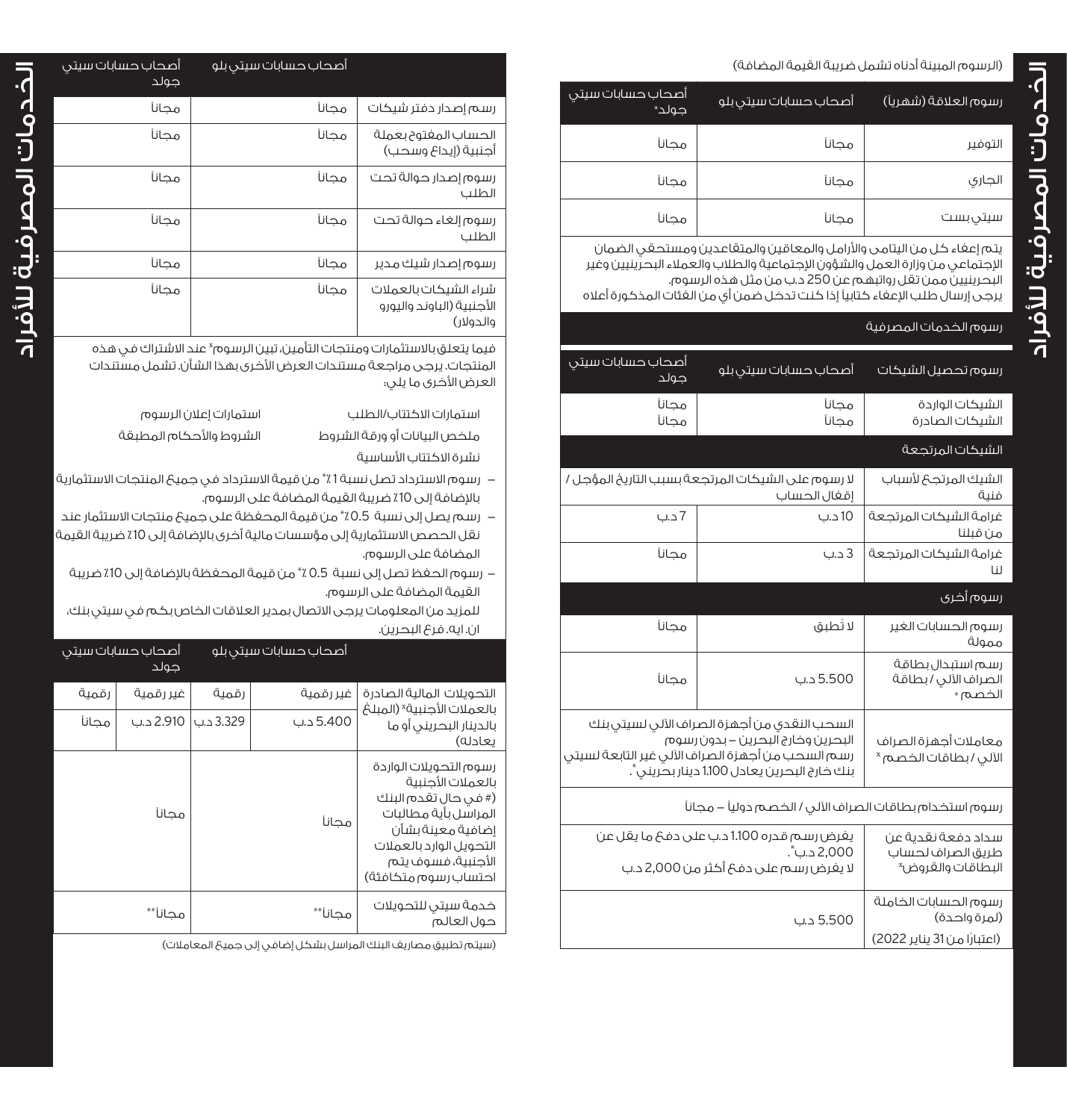# الخدمات المصرفية للأفراد

(الرسوم المبينة أدناه تشمل ضريبة القيمة المضافة)

| رسوم العلاقة (شهرياً) | أصحاب حسابات سيتي بلو | أصحاب حسابات سيتي جولد* |
|---|---|---|
| التوفير | مجاناً | مجاناً |
| الجاري | مجاناً | مجاناً |
| سيتي بست | مجاناً | مجاناً |

يتم إعفاء كل من اليتامى والأرامل والمعاقين والمتقاعدين ومستحقي الضمان الإجتماعي من وزارة العمل والشؤون الإجتماعية والطلاب والعملاء البحرينيين وغير البحرينيين ممن تقل رواتبهم عن 250 د.ب من مثل هذه الرسوم.
يرجى إرسال طلب الإعفاء كتابياً إذا كنت تدخل ضمن أي من الفئات المذكورة أعلاه

## رسوم الخدمات المصرفية

| رسوم تحصيل الشيكات | أصحاب حسابات سيتي بلو | أصحاب حسابات سيتي جولد |
|---|---|---|
| الشيكات الواردة<br>الشيكات الصادرة | مجاناً<br>مجاناً | مجاناً<br>مجاناً |
| **الشيكات المرتجعة** | | |
| الشيك المرتجع لأسباب فنية | لا رسوم على الشيكات المرتجعة بسبب التاريخ المؤجل / إقفال الحساب | |
| غرامة الشيكات المرتجعة من قبلنا | 10 د.ب | 7 د.ب |
| غرامة الشيكات المرتجعة لنا | 3 د.ب | مجاناً |
| **رسوم أخرى** | | |
| رسوم الحسابات الغير ممولة | لا تُطبق | مجاناً |
| رسم استبدال بطاقة الصراف الآلي / بطاقة الخصم* | 5.500 د.ب | مجاناً |
| معاملات أجهزة الصراف الآلي / بطاقات الخصم* | السحب النقدي من أجهزة الصراف الآلي لسيتي بنك البحرين وخارج البحرين – بدون رسوم<br>رسم السحب من أجهزة الصراف الآلي غير التابعة لسيتي بنك خارج البحرين يعادل 1.100 دينار بحريني*. | |
| **رسوم استخدام بطاقات الصراف الآلي / الخصم دولياً – مجاناً** | | |
| سداد دفعة نقدية عن طريق الصراف لحساب البطاقات والقروض* | يفرض رسم قدره 1.100 د.ب على دفع ما يقل عن 2,000 د.ب*.<br>لا يفرض رسم على دفع أكثر من 2,000 د.ب | |
| رسوم الحسابات الخاملة (لمرة واحدة)<br>(اعتباراً من 31 يناير 2022) | 5.500 د.ب | |

| | أصحاب حسابات سيتي بلو | أصحاب حسابات سيتي جولد |
|---|---|---|
| رسم إصدار دفتر شيكات | مجاناً | مجاناً |
| الحساب المفتوح بعملة أجنبية (إيداع وسحب) | مجاناً | مجاناً |
| رسوم إصدار حوالة تحت الطلب | مجاناً | مجاناً |
| رسوم إلغاء حوالة تحت الطلب | مجاناً | مجاناً |
| رسوم إصدار شيك مدير | مجاناً | مجاناً |
| شراء الشيكات بالعملات الأجنبية (الباوند واليورو والدولار) | مجاناً | مجاناً |

فيما يتعلق بالاستثمارات ومنتجات التأمين، تبين الرسوم* عند الاشتراك في هذه المنتجات. يرجى مراجعة مستندات العرض الأخرى بهذا الشأن. تشمل مستندات العرض الأخرى ما يلي:

- استمارات الاكتتاب/الطلب
- استمارات إعلان الرسوم
- ملخص البيانات أو ورقة الشروط
- الشروط والأحكام المطبقة
- نشرة الاكتتاب الأساسية

- رسوم الاسترداد تصل نسبة 1٪* من قيمة الاسترداد في جميع المنتجات الاستثمارية بالإضافة إلى 10٪ ضريبة القيمة المضافة على الرسوم.
- رسم يصل إلى نسبة 0.5٪* من قيمة المحفظة على جميع منتجات الاستثمار عند نقل الحصص الاستثمارية إلى مؤسسات مالية أخرى بالإضافة إلى 10٪ ضريبة القيمة المضافة على الرسوم.
- رسوم الحفظ تصل إلى نسبة 0.5٪* من قيمة المحفظة بالإضافة إلى 10٪ ضريبة القيمة المضافة على الرسوم.

للمزيد من المعلومات يرجى الاتصال بمدير العلاقات الخاص بكم في سيتي بنك، ان. ايه. فرع البحرين.

| | أصحاب حسابات سيتي بلو | | أصحاب حسابات سيتي جولد | |
|---|---|---|---|---|
| | غير رقمية | رقمية | غير رقمية | رقمية |
| التحويلات المالية الصادرة بالعملات الأجنبية* (المبلغ بالدينار البحريني أو ما يعادله) | 5.400 د.ب | 3.329 د.ب | 2.910 د.ب | مجاناً |
| رسوم التحويلات الواردة بالعملات الأجنبية (# في حال تقدم البنك المراسل بأية مطالبات إضافية معينة بشأن التحويل الوارد بالعملات الأجنبية، فسوف يتم احتساب رسوم متكافئة) | مجاناً | | مجاناً | |
| خدمة سيتي للتحويلات حول العالم | مجاناً** | | مجاناً** | |

(سيتم تطبيق مصاريف البنك المراسل بشكل إضافي إلى جميع المعاملات)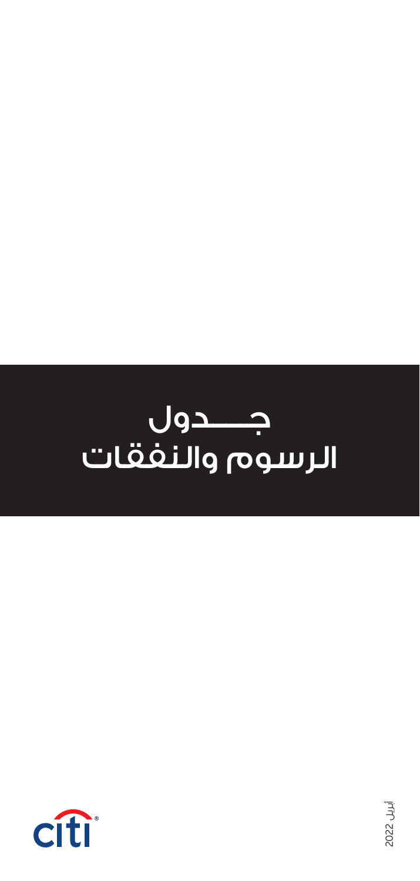# جــــدول
# الرسوم والنفقات

citi

أبريل 2022